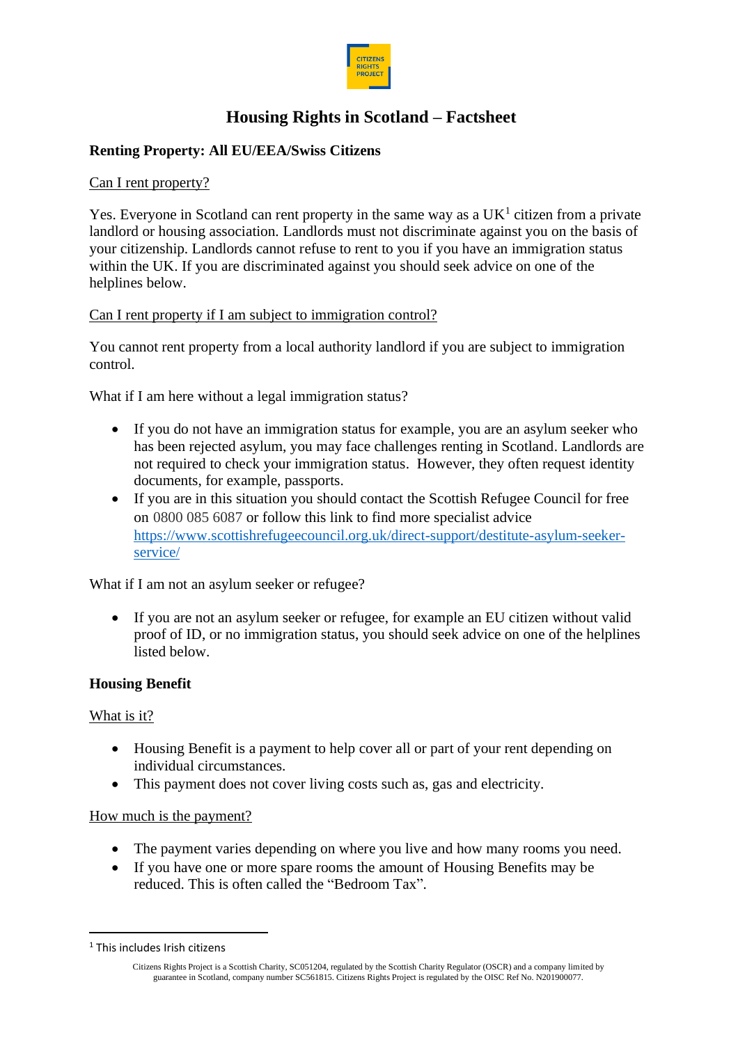# Housing Rights in Scotland – Factsheet

**Renting Property: All EU/EEA/Swiss Citizens**

Can I rent property?

Yes. Everyone in Scotland can rent property in the same way as a UK[1] citizen from a private landlord or housing association. Landlords must not discriminate against you on the basis of your citizenship. Landlords cannot refuse to rent to you if you have an immigration status within the UK. If you are discriminated against you should seek advice on one of the helplines below.

Can I rent property if I am subject to immigration control?

You cannot rent property from a local authority landlord if you are subject to immigration control.

What if I am here without a legal immigration status?

- If you do not have an immigration status for example, you are an asylum seeker who has been rejected asylum, you may face challenges renting in Scotland. Landlords are not required to check your immigration status. However, they often request identity documents, for example, passports.
- If you are in this situation you should contact the Scottish Refugee Council for free on 0800 085 6087 or follow this link to find more specialist advice https://www.scottishrefugeecouncil.org.uk/direct-support/destitute-asylum-seeker-service/

What if I am not an asylum seeker or refugee?

- If you are not an asylum seeker or refugee, for example an EU citizen without valid proof of ID, or no immigration status, you should seek advice on one of the helplines listed below.

**Housing Benefit**

What is it?

- Housing Benefit is a payment to help cover all or part of your rent depending on individual circumstances.
- This payment does not cover living costs such as, gas and electricity.

How much is the payment?

- The payment varies depending on where you live and how many rooms you need.
- If you have one or more spare rooms the amount of Housing Benefits may be reduced. This is often called the "Bedroom Tax".

[1] This includes Irish citizens

Citizens Rights Project is a Scottish Charity, SC051204, regulated by the Scottish Charity Regulator (OSCR) and a company limited by guarantee in Scotland, company number SC561815. Citizens Rights Project is regulated by the OISC Ref No. N201900077.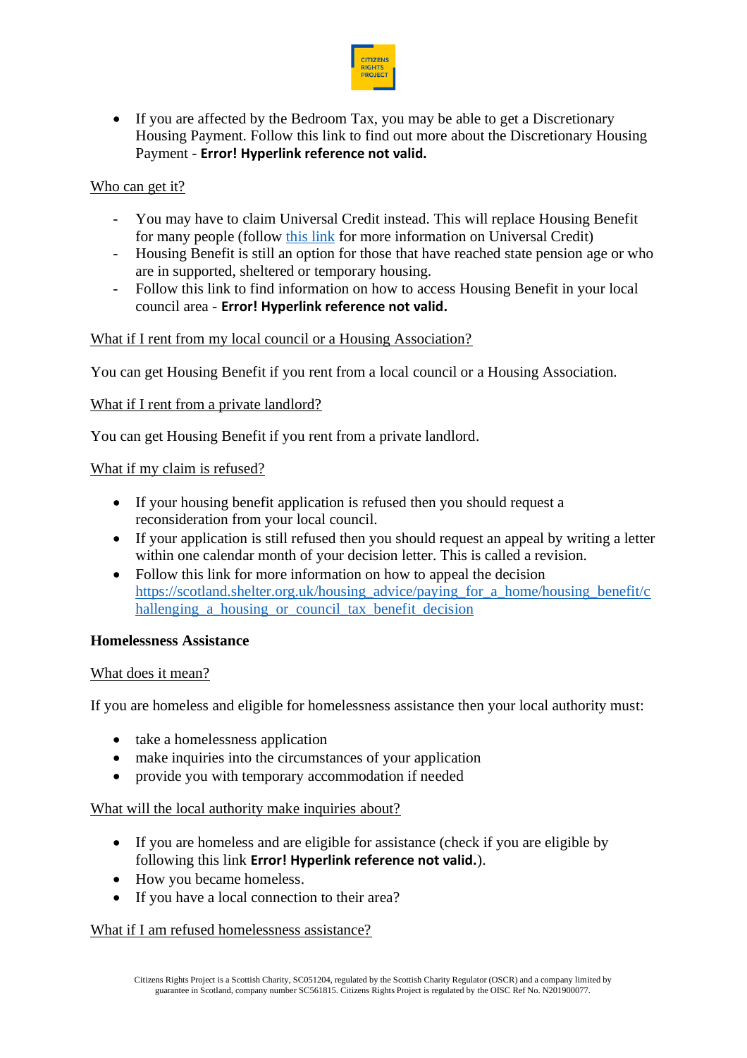- If you are affected by the Bedroom Tax, you may be able to get a Discretionary Housing Payment. Follow this link to find out more about the Discretionary Housing Payment - **Error! Hyperlink reference not valid.**

<u>Who can get it?</u>

- You may have to claim Universal Credit instead. This will replace Housing Benefit for many people (follow this link for more information on Universal Credit)
- Housing Benefit is still an option for those that have reached state pension age or who are in supported, sheltered or temporary housing.
- Follow this link to find information on how to access Housing Benefit in your local council area - **Error! Hyperlink reference not valid.**

<u>What if I rent from my local council or a Housing Association?</u>

You can get Housing Benefit if you rent from a local council or a Housing Association.

<u>What if I rent from a private landlord?</u>

You can get Housing Benefit if you rent from a private landlord.

<u>What if my claim is refused?</u>

- If your housing benefit application is refused then you should request a reconsideration from your local council.
- If your application is still refused then you should request an appeal by writing a letter within one calendar month of your decision letter. This is called a revision.
- Follow this link for more information on how to appeal the decision https://scotland.shelter.org.uk/housing_advice/paying_for_a_home/housing_benefit/challenging_a_housing_or_council_tax_benefit_decision

**Homelessness Assistance**

<u>What does it mean?</u>

If you are homeless and eligible for homelessness assistance then your local authority must:

- take a homelessness application
- make inquiries into the circumstances of your application
- provide you with temporary accommodation if needed

<u>What will the local authority make inquiries about?</u>

- If you are homeless and are eligible for assistance (check if you are eligible by following this link **Error! Hyperlink reference not valid.**).
- How you became homeless.
- If you have a local connection to their area?

<u>What if I am refused homelessness assistance?</u>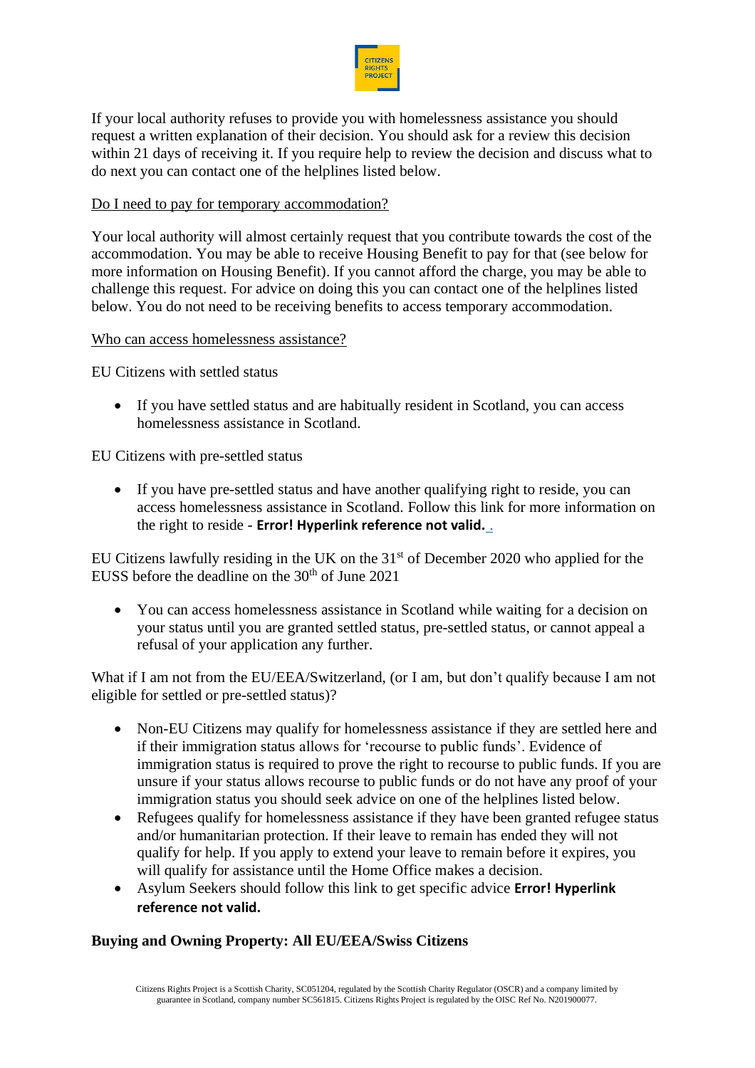If your local authority refuses to provide you with homelessness assistance you should request a written explanation of their decision. You should ask for a review this decision within 21 days of receiving it. If you require help to review the decision and discuss what to do next you can contact one of the helplines listed below.

<u>Do I need to pay for temporary accommodation?</u>

Your local authority will almost certainly request that you contribute towards the cost of the accommodation. You may be able to receive Housing Benefit to pay for that (see below for more information on Housing Benefit). If you cannot afford the charge, you may be able to challenge this request. For advice on doing this you can contact one of the helplines listed below. You do not need to be receiving benefits to access temporary accommodation.

<u>Who can access homelessness assistance?</u>

EU Citizens with settled status

- If you have settled status and are habitually resident in Scotland, you can access homelessness assistance in Scotland.

EU Citizens with pre-settled status

- If you have pre-settled status and have another qualifying right to reside, you can access homelessness assistance in Scotland. Follow this link for more information on the right to reside - **Error! Hyperlink reference not valid.** .

EU Citizens lawfully residing in the UK on the 31st of December 2020 who applied for the EUSS before the deadline on the 30th of June 2021

- You can access homelessness assistance in Scotland while waiting for a decision on your status until you are granted settled status, pre-settled status, or cannot appeal a refusal of your application any further.

What if I am not from the EU/EEA/Switzerland, (or I am, but don't qualify because I am not eligible for settled or pre-settled status)?

- Non-EU Citizens may qualify for homelessness assistance if they are settled here and if their immigration status allows for 'recourse to public funds'. Evidence of immigration status is required to prove the right to recourse to public funds. If you are unsure if your status allows recourse to public funds or do not have any proof of your immigration status you should seek advice on one of the helplines listed below.
- Refugees qualify for homelessness assistance if they have been granted refugee status and/or humanitarian protection. If their leave to remain has ended they will not qualify for help. If you apply to extend your leave to remain before it expires, you will qualify for assistance until the Home Office makes a decision.
- Asylum Seekers should follow this link to get specific advice **Error! Hyperlink reference not valid.**

**Buying and Owning Property: All EU/EEA/Swiss Citizens**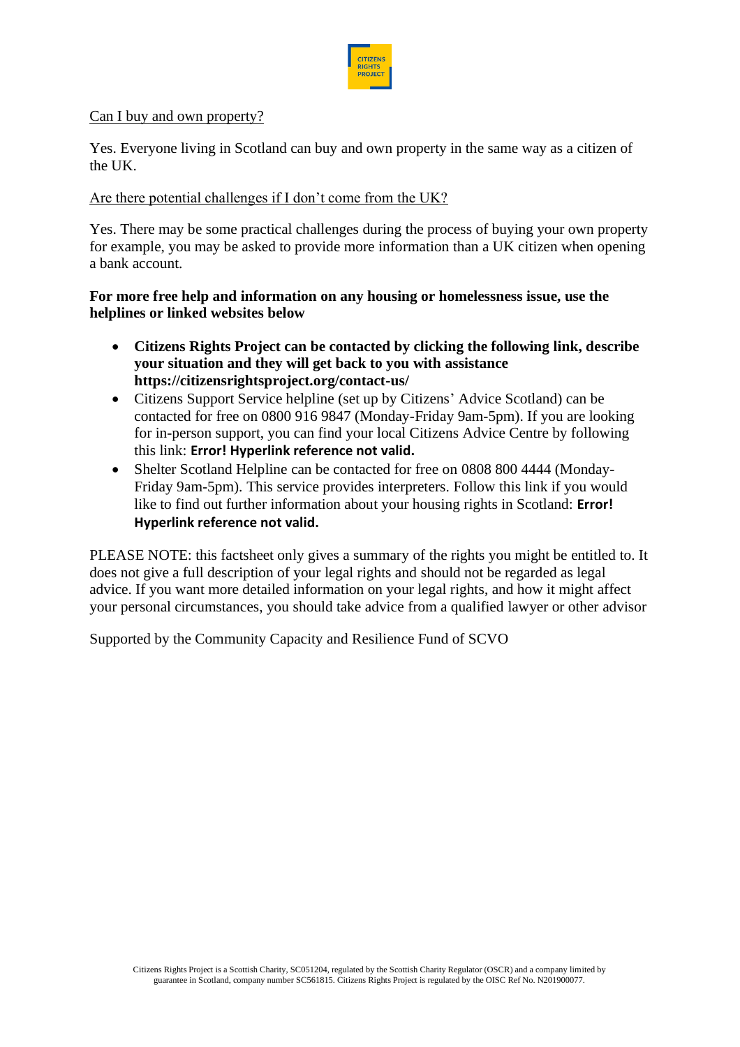Can I buy and own property?

Yes. Everyone living in Scotland can buy and own property in the same way as a citizen of the UK.

Are there potential challenges if I don't come from the UK?

Yes. There may be some practical challenges during the process of buying your own property for example, you may be asked to provide more information than a UK citizen when opening a bank account.

**For more free help and information on any housing or homelessness issue, use the helplines or linked websites below**

- **Citizens Rights Project can be contacted by clicking the following link, describe your situation and they will get back to you with assistance https://citizensrightsproject.org/contact-us/**
- Citizens Support Service helpline (set up by Citizens' Advice Scotland) can be contacted for free on 0800 916 9847 (Monday-Friday 9am-5pm). If you are looking for in-person support, you can find your local Citizens Advice Centre by following this link: **Error! Hyperlink reference not valid.**
- Shelter Scotland Helpline can be contacted for free on 0808 800 4444 (Monday-Friday 9am-5pm). This service provides interpreters. Follow this link if you would like to find out further information about your housing rights in Scotland: **Error! Hyperlink reference not valid.**

PLEASE NOTE: this factsheet only gives a summary of the rights you might be entitled to. It does not give a full description of your legal rights and should not be regarded as legal advice. If you want more detailed information on your legal rights, and how it might affect your personal circumstances, you should take advice from a qualified lawyer or other advisor

Supported by the Community Capacity and Resilience Fund of SCVO

Citizens Rights Project is a Scottish Charity, SC051204, regulated by the Scottish Charity Regulator (OSCR) and a company limited by guarantee in Scotland, company number SC561815. Citizens Rights Project is regulated by the OISC Ref No. N201900077.